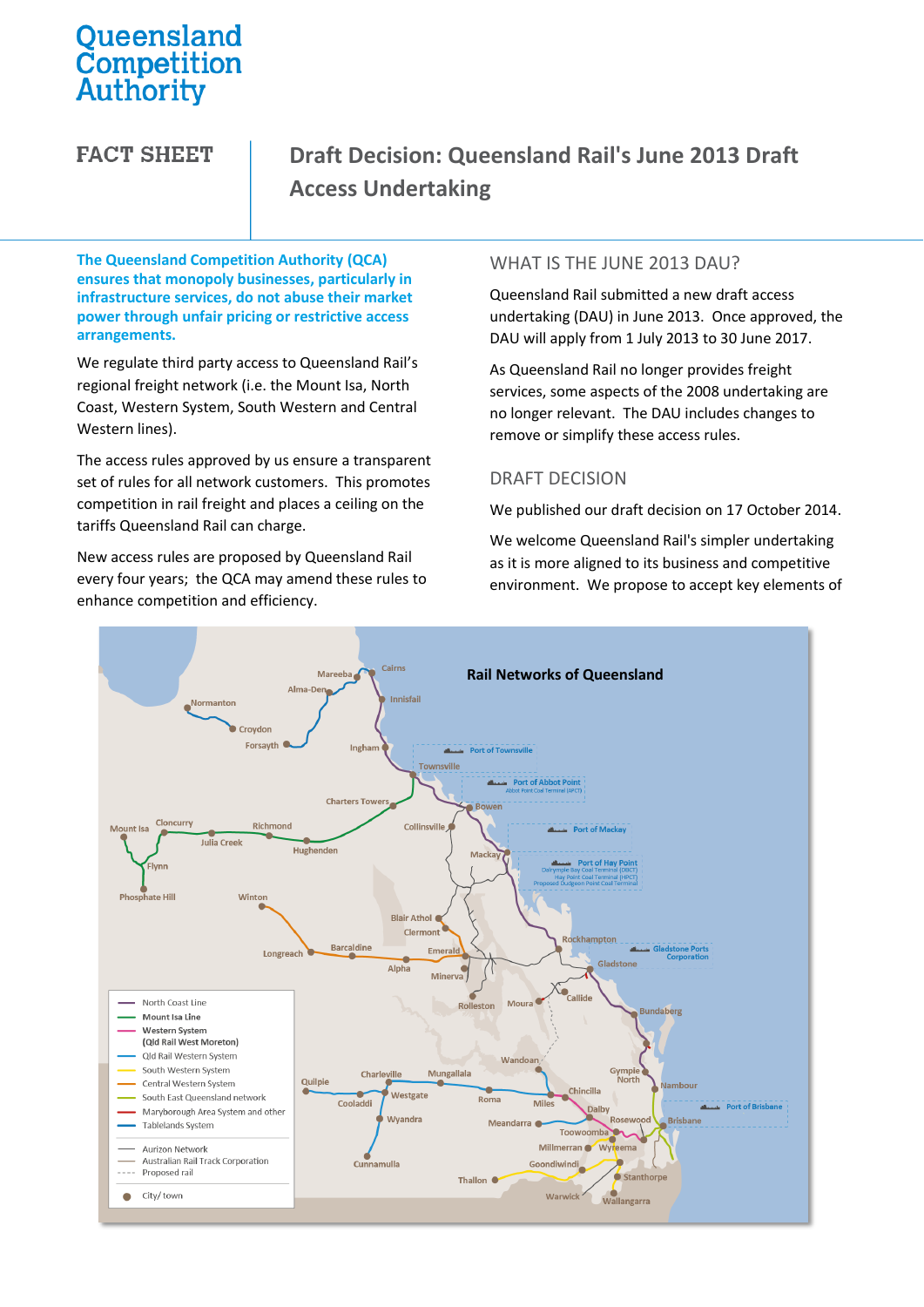Queensland Competition Authority

# FACT SHEET

# Draft Decision: Queensland Rail's June 2013 Draft Access Undertaking

**The Queensland Competition Authority (QCA) ensures that monopoly businesses, particularly in infrastructure services, do not abuse their market power through unfair pricing or restrictive access arrangements.**

We regulate third party access to Queensland Rail's regional freight network (i.e. the Mount Isa, North Coast, Western System, South Western and Central Western lines).

The access rules approved by us ensure a transparent set of rules for all network customers. This promotes competition in rail freight and places a ceiling on the tariffs Queensland Rail can charge.

New access rules are proposed by Queensland Rail every four years; the QCA may amend these rules to enhance competition and efficiency.

## WHAT IS THE JUNE 2013 DAU?

Queensland Rail submitted a new draft access undertaking (DAU) in June 2013. Once approved, the DAU will apply from 1 July 2013 to 30 June 2017.

As Queensland Rail no longer provides freight services, some aspects of the 2008 undertaking are no longer relevant. The DAU includes changes to remove or simplify these access rules.

## DRAFT DECISION

We published our draft decision on 17 October 2014.

We welcome Queensland Rail's simpler undertaking as it is more aligned to its business and competitive environment. We propose to accept key elements of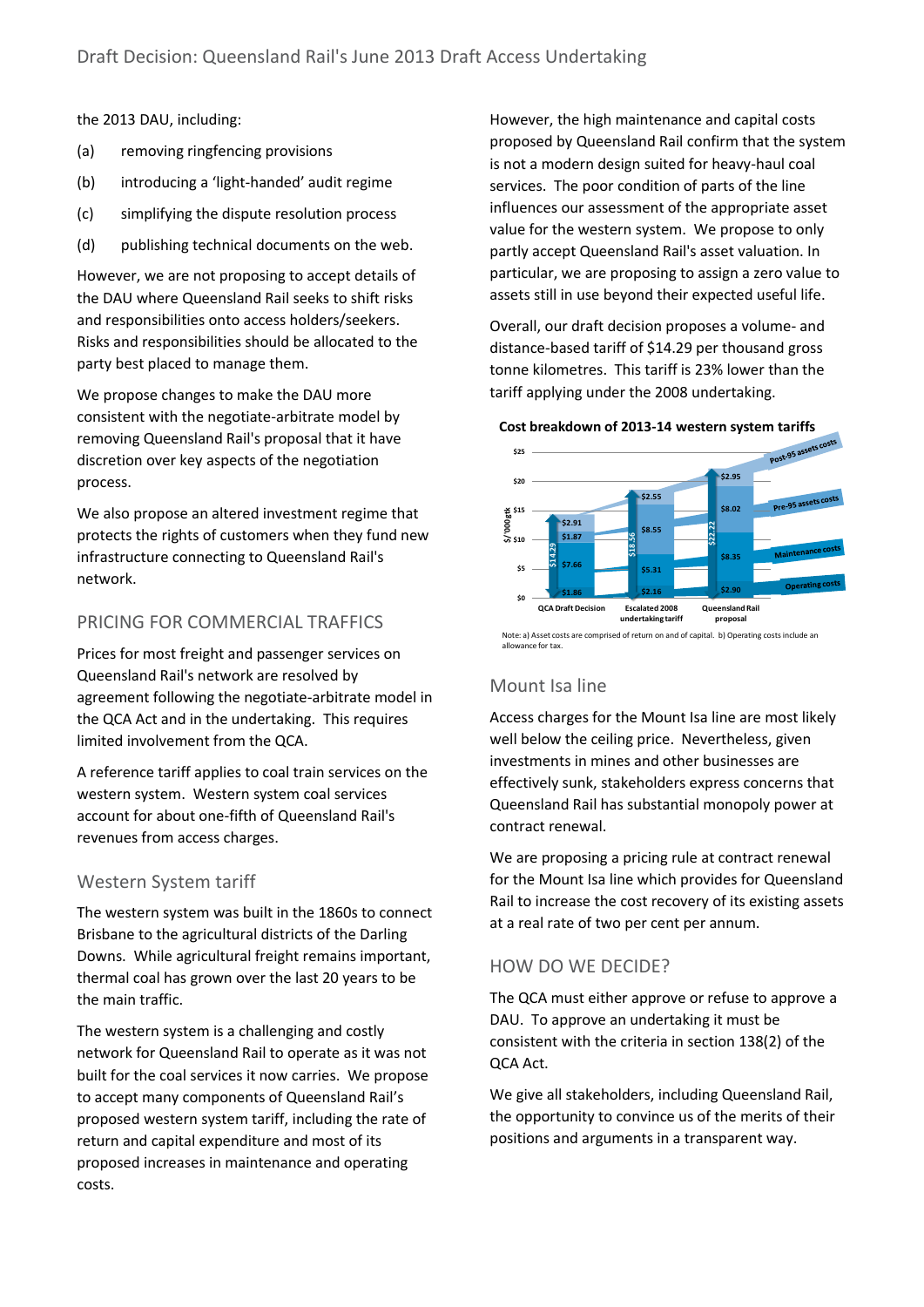the 2013 DAU, including:

(a) removing ringfencing provisions

(b) introducing a 'light-handed' audit regime

(c) simplifying the dispute resolution process

(d) publishing technical documents on the web.

However, we are not proposing to accept details of the DAU where Queensland Rail seeks to shift risks and responsibilities onto access holders/seekers. Risks and responsibilities should be allocated to the party best placed to manage them.

We propose changes to make the DAU more consistent with the negotiate-arbitrate model by removing Queensland Rail's proposal that it have discretion over key aspects of the negotiation process.

We also propose an altered investment regime that protects the rights of customers when they fund new infrastructure connecting to Queensland Rail's network.

## PRICING FOR COMMERCIAL TRAFFICS

Prices for most freight and passenger services on Queensland Rail's network are resolved by agreement following the negotiate-arbitrate model in the QCA Act and in the undertaking. This requires limited involvement from the QCA.

A reference tariff applies to coal train services on the western system. Western system coal services account for about one-fifth of Queensland Rail's revenues from access charges.

### Western System tariff

The western system was built in the 1860s to connect Brisbane to the agricultural districts of the Darling Downs. While agricultural freight remains important, thermal coal has grown over the last 20 years to be the main traffic.

The western system is a challenging and costly network for Queensland Rail to operate as it was not built for the coal services it now carries. We propose to accept many components of Queensland Rail's proposed western system tariff, including the rate of return and capital expenditure and most of its proposed increases in maintenance and operating costs.

However, the high maintenance and capital costs proposed by Queensland Rail confirm that the system is not a modern design suited for heavy-haul coal services. The poor condition of parts of the line influences our assessment of the appropriate asset value for the western system. We propose to only partly accept Queensland Rail's asset valuation. In particular, we are proposing to assign a zero value to assets still in use beyond their expected useful life.

Overall, our draft decision proposes a volume- and distance-based tariff of $14.29 per thousand gross tonne kilometres. This tariff is 23% lower than the tariff applying under the 2008 undertaking.

**Cost breakdown of 2013-14 western system tariffs**

| $/'000gtk | QCA Draft Decision | Escalated 2008 undertaking tariff | Queensland Rail proposal |
|---|---|---|---|
| Post-95 assets costs | $2.91 | $2.55 | $2.95 |
| Pre-95 assets costs | $1.87 | $8.55 | $8.02 |
| Maintenance costs | $7.66 | $5.31 | $8.35 |
| Operating costs | $1.86 | $2.16 | $2.90 |
| Total | $14.29 | $18.56 | $22.22 |

Note: a) Asset costs are comprised of return on and of capital. b) Operating costs include an allowance for tax.

### Mount Isa line

Access charges for the Mount Isa line are most likely well below the ceiling price. Nevertheless, given investments in mines and other businesses are effectively sunk, stakeholders express concerns that Queensland Rail has substantial monopoly power at contract renewal.

We are proposing a pricing rule at contract renewal for the Mount Isa line which provides for Queensland Rail to increase the cost recovery of its existing assets at a real rate of two per cent per annum.

## HOW DO WE DECIDE?

The QCA must either approve or refuse to approve a DAU. To approve an undertaking it must be consistent with the criteria in section 138(2) of the QCA Act.

We give all stakeholders, including Queensland Rail, the opportunity to convince us of the merits of their positions and arguments in a transparent way.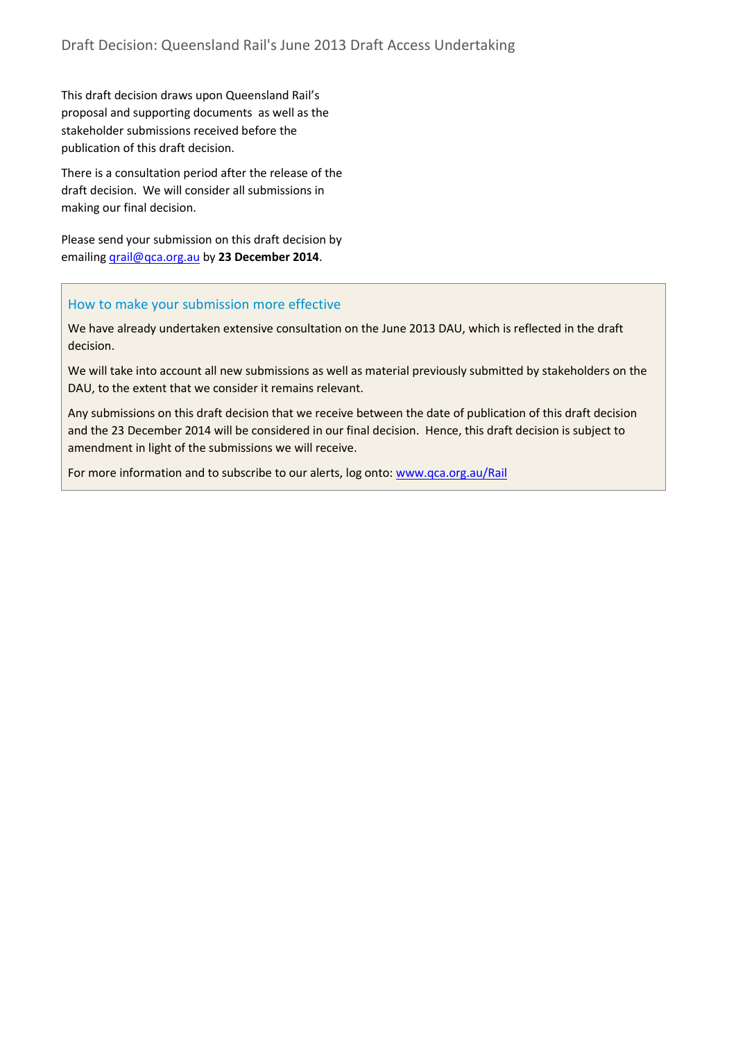This draft decision draws upon Queensland Rail's proposal and supporting documents as well as the stakeholder submissions received before the publication of this draft decision.

There is a consultation period after the release of the draft decision. We will consider all submissions in making our final decision.

Please send your submission on this draft decision by emailing qrail@qca.org.au by **23 December 2014**.

### How to make your submission more effective

We have already undertaken extensive consultation on the June 2013 DAU, which is reflected in the draft decision.

We will take into account all new submissions as well as material previously submitted by stakeholders on the DAU, to the extent that we consider it remains relevant.

Any submissions on this draft decision that we receive between the date of publication of this draft decision and the 23 December 2014 will be considered in our final decision. Hence, this draft decision is subject to amendment in light of the submissions we will receive.

For more information and to subscribe to our alerts, log onto: www.qca.org.au/Rail